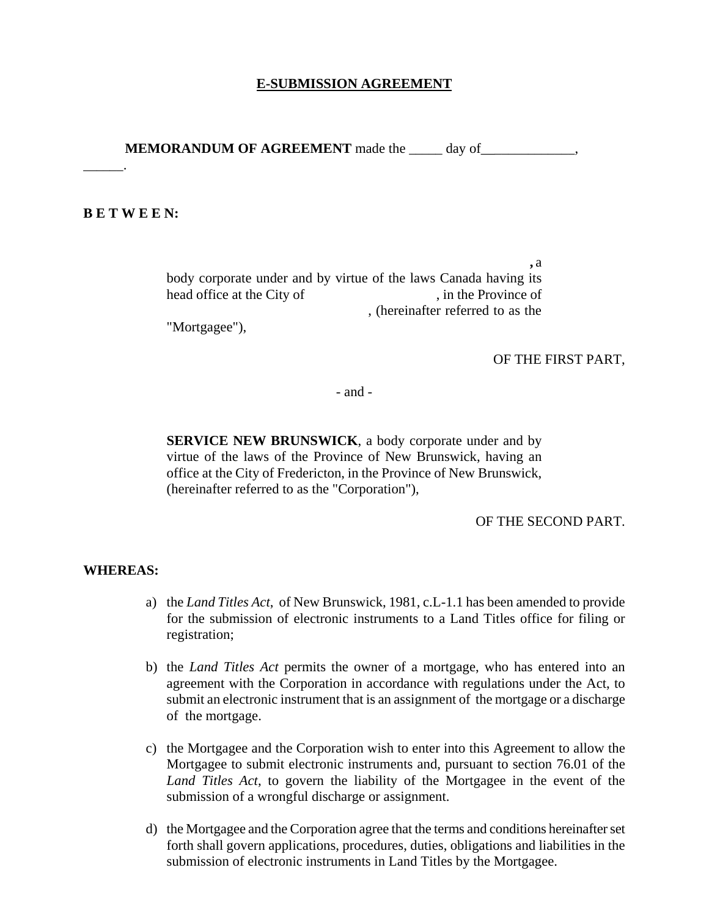# E-SUBMISSION AGREEMENT

**MEMORANDUM OF AGREEMENT** made the _____ day of_____________, ______.

**B E T W E E N:**

**,** a body corporate under and by virtue of the laws Canada having its head office at the City of , in the Province of , (hereinafter referred to as the "Mortgagee"),

OF THE FIRST PART,

\- and -

**SERVICE NEW BRUNSWICK**, a body corporate under and by virtue of the laws of the Province of New Brunswick, having an office at the City of Fredericton, in the Province of New Brunswick, (hereinafter referred to as the "Corporation"),

OF THE SECOND PART.

**WHEREAS:**

a) the *Land Titles Act*, of New Brunswick, 1981, c.L-1.1 has been amended to provide for the submission of electronic instruments to a Land Titles office for filing or registration;

b) the *Land Titles Act* permits the owner of a mortgage, who has entered into an agreement with the Corporation in accordance with regulations under the Act, to submit an electronic instrument that is an assignment of the mortgage or a discharge of the mortgage.

c) the Mortgagee and the Corporation wish to enter into this Agreement to allow the Mortgagee to submit electronic instruments and, pursuant to section 76.01 of the *Land Titles Act*, to govern the liability of the Mortgagee in the event of the submission of a wrongful discharge or assignment.

d) the Mortgagee and the Corporation agree that the terms and conditions hereinafter set forth shall govern applications, procedures, duties, obligations and liabilities in the submission of electronic instruments in Land Titles by the Mortgagee.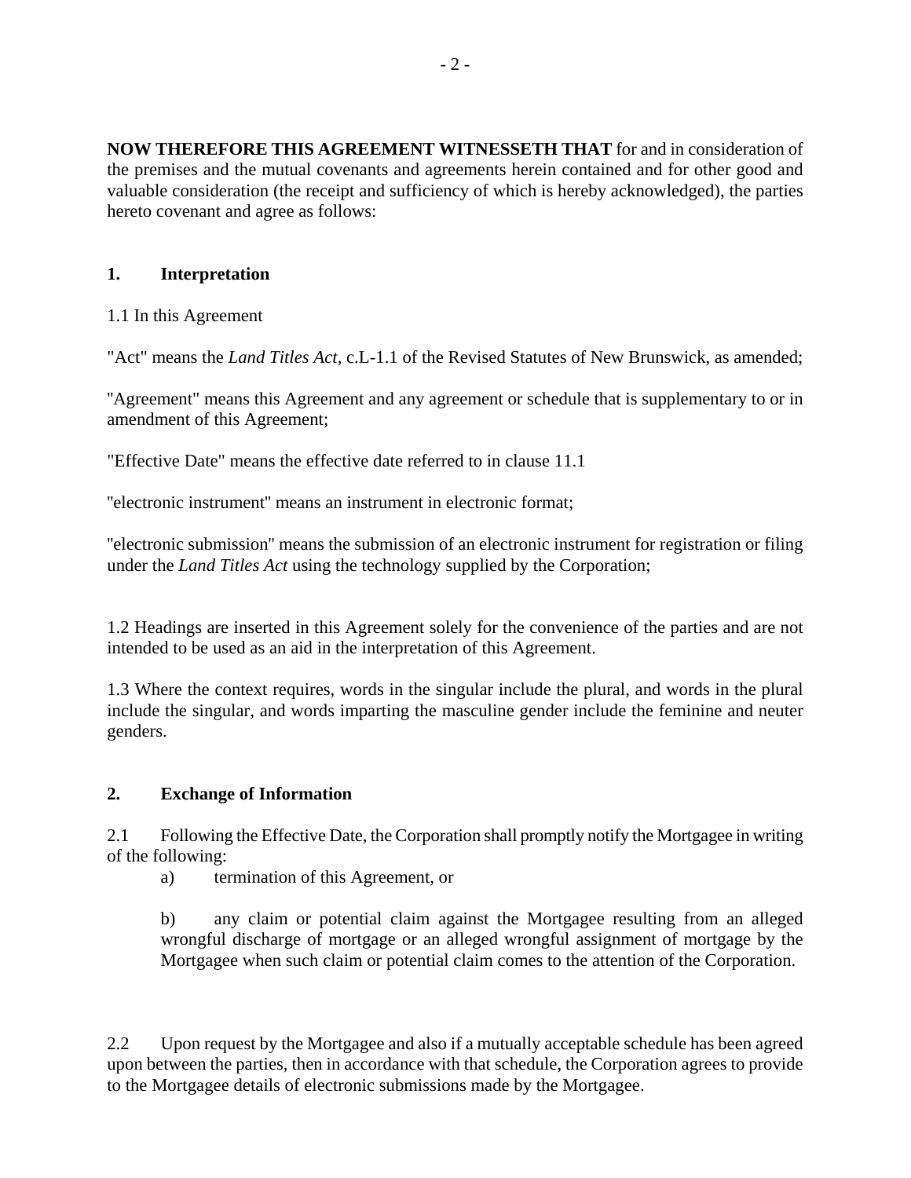**NOW THEREFORE THIS AGREEMENT WITNESSETH THAT** for and in consideration of the premises and the mutual covenants and agreements herein contained and for other good and valuable consideration (the receipt and sufficiency of which is hereby acknowledged), the parties hereto covenant and agree as follows:

## 1. Interpretation

1.1 In this Agreement

"Act" means the *Land Titles Act*, c.L-1.1 of the Revised Statutes of New Brunswick, as amended;

"Agreement" means this Agreement and any agreement or schedule that is supplementary to or in amendment of this Agreement;

"Effective Date" means the effective date referred to in clause 11.1

"electronic instrument" means an instrument in electronic format;

"electronic submission" means the submission of an electronic instrument for registration or filing under the *Land Titles Act* using the technology supplied by the Corporation;

1.2 Headings are inserted in this Agreement solely for the convenience of the parties and are not intended to be used as an aid in the interpretation of this Agreement.

1.3 Where the context requires, words in the singular include the plural, and words in the plural include the singular, and words imparting the masculine gender include the feminine and neuter genders.

## 2. Exchange of Information

2.1 Following the Effective Date, the Corporation shall promptly notify the Mortgagee in writing of the following:

a) termination of this Agreement, or

b) any claim or potential claim against the Mortgagee resulting from an alleged wrongful discharge of mortgage or an alleged wrongful assignment of mortgage by the Mortgagee when such claim or potential claim comes to the attention of the Corporation.

2.2 Upon request by the Mortgagee and also if a mutually acceptable schedule has been agreed upon between the parties, then in accordance with that schedule, the Corporation agrees to provide to the Mortgagee details of electronic submissions made by the Mortgagee.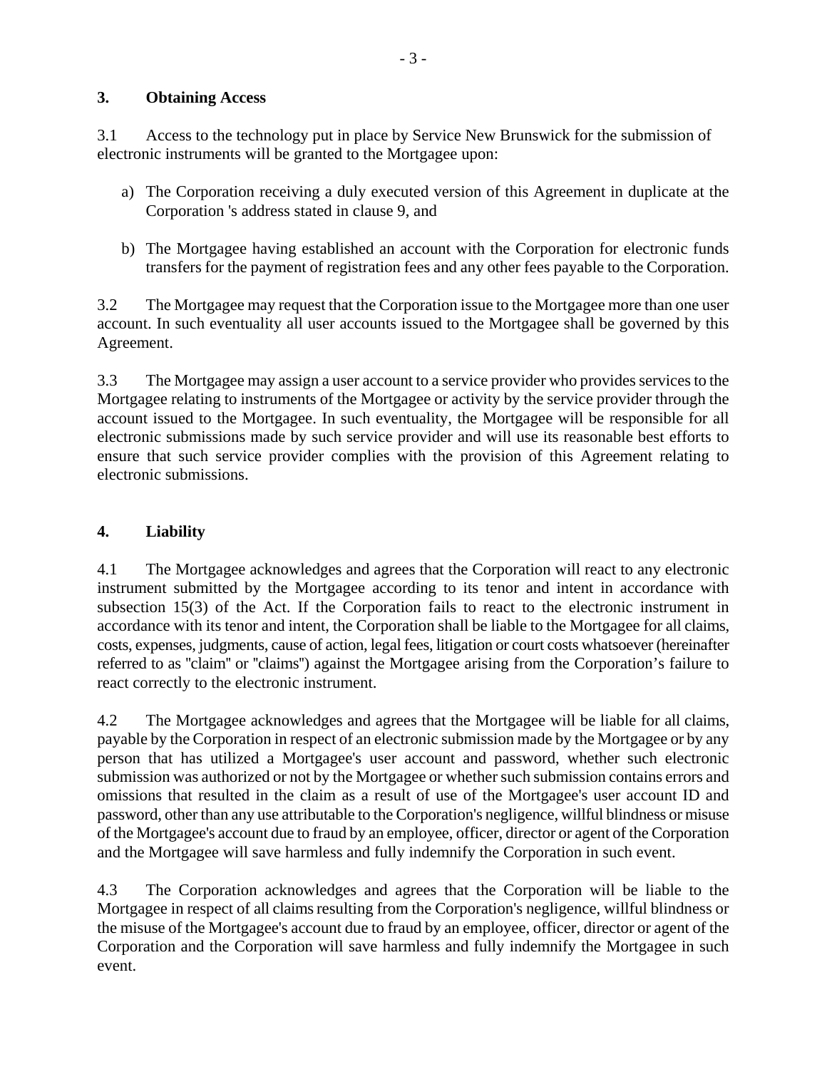## 3. Obtaining Access

3.1 Access to the technology put in place by Service New Brunswick for the submission of electronic instruments will be granted to the Mortgagee upon:

a) The Corporation receiving a duly executed version of this Agreement in duplicate at the Corporation 's address stated in clause 9, and

b) The Mortgagee having established an account with the Corporation for electronic funds transfers for the payment of registration fees and any other fees payable to the Corporation.

3.2 The Mortgagee may request that the Corporation issue to the Mortgagee more than one user account. In such eventuality all user accounts issued to the Mortgagee shall be governed by this Agreement.

3.3 The Mortgagee may assign a user account to a service provider who provides services to the Mortgagee relating to instruments of the Mortgagee or activity by the service provider through the account issued to the Mortgagee. In such eventuality, the Mortgagee will be responsible for all electronic submissions made by such service provider and will use its reasonable best efforts to ensure that such service provider complies with the provision of this Agreement relating to electronic submissions.

## 4. Liability

4.1 The Mortgagee acknowledges and agrees that the Corporation will react to any electronic instrument submitted by the Mortgagee according to its tenor and intent in accordance with subsection 15(3) of the Act. If the Corporation fails to react to the electronic instrument in accordance with its tenor and intent, the Corporation shall be liable to the Mortgagee for all claims, costs, expenses, judgments, cause of action, legal fees, litigation or court costs whatsoever (hereinafter referred to as "claim" or "claims") against the Mortgagee arising from the Corporation's failure to react correctly to the electronic instrument.

4.2 The Mortgagee acknowledges and agrees that the Mortgagee will be liable for all claims, payable by the Corporation in respect of an electronic submission made by the Mortgagee or by any person that has utilized a Mortgagee's user account and password, whether such electronic submission was authorized or not by the Mortgagee or whether such submission contains errors and omissions that resulted in the claim as a result of use of the Mortgagee's user account ID and password, other than any use attributable to the Corporation's negligence, willful blindness or misuse of the Mortgagee's account due to fraud by an employee, officer, director or agent of the Corporation and the Mortgagee will save harmless and fully indemnify the Corporation in such event.

4.3 The Corporation acknowledges and agrees that the Corporation will be liable to the Mortgagee in respect of all claims resulting from the Corporation's negligence, willful blindness or the misuse of the Mortgagee's account due to fraud by an employee, officer, director or agent of the Corporation and the Corporation will save harmless and fully indemnify the Mortgagee in such event.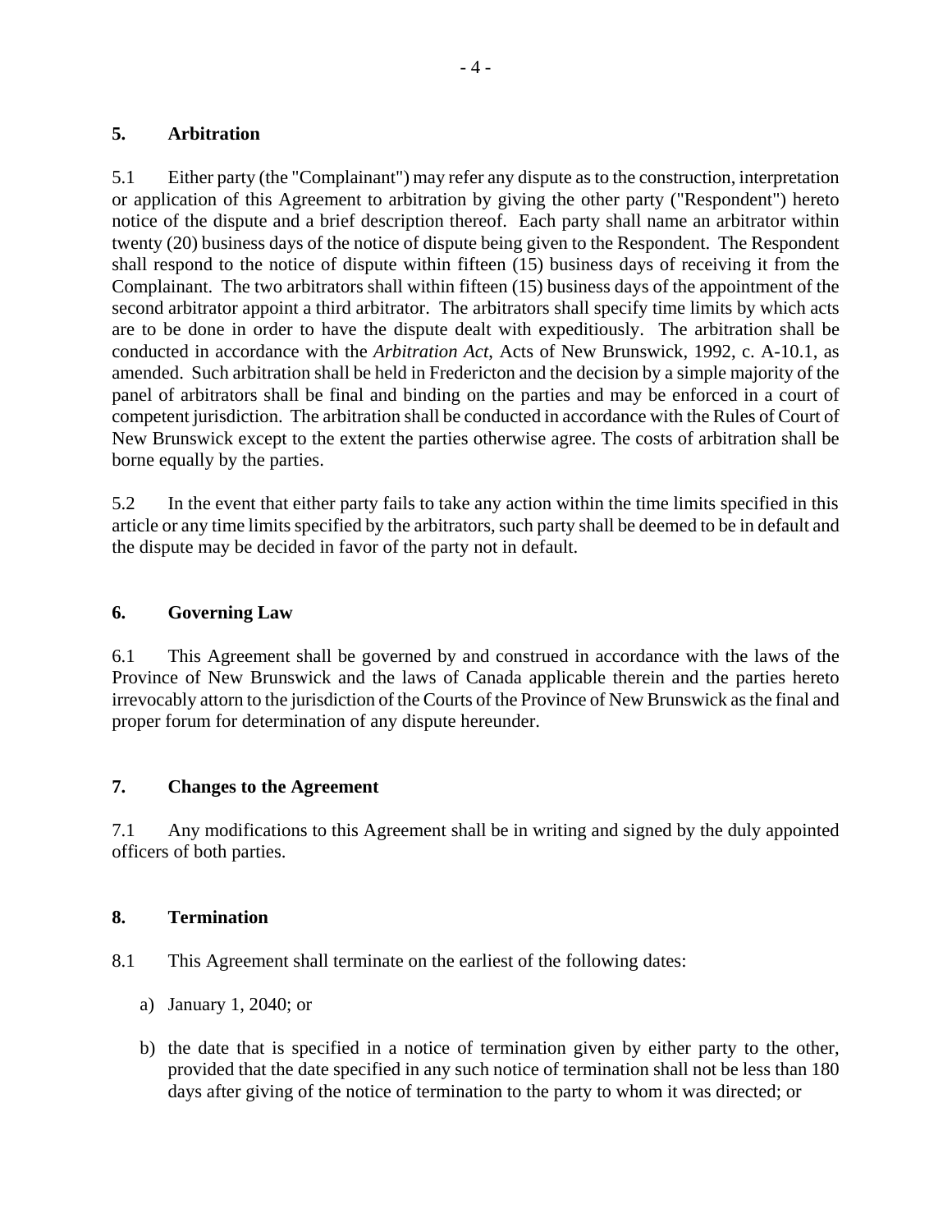## 5. Arbitration

5.1 Either party (the "Complainant") may refer any dispute as to the construction, interpretation or application of this Agreement to arbitration by giving the other party ("Respondent") hereto notice of the dispute and a brief description thereof. Each party shall name an arbitrator within twenty (20) business days of the notice of dispute being given to the Respondent. The Respondent shall respond to the notice of dispute within fifteen (15) business days of receiving it from the Complainant. The two arbitrators shall within fifteen (15) business days of the appointment of the second arbitrator appoint a third arbitrator. The arbitrators shall specify time limits by which acts are to be done in order to have the dispute dealt with expeditiously. The arbitration shall be conducted in accordance with the *Arbitration Act*, Acts of New Brunswick, 1992, c. A-10.1, as amended. Such arbitration shall be held in Fredericton and the decision by a simple majority of the panel of arbitrators shall be final and binding on the parties and may be enforced in a court of competent jurisdiction. The arbitration shall be conducted in accordance with the Rules of Court of New Brunswick except to the extent the parties otherwise agree. The costs of arbitration shall be borne equally by the parties.

5.2 In the event that either party fails to take any action within the time limits specified in this article or any time limits specified by the arbitrators, such party shall be deemed to be in default and the dispute may be decided in favor of the party not in default.

## 6. Governing Law

6.1 This Agreement shall be governed by and construed in accordance with the laws of the Province of New Brunswick and the laws of Canada applicable therein and the parties hereto irrevocably attorn to the jurisdiction of the Courts of the Province of New Brunswick as the final and proper forum for determination of any dispute hereunder.

## 7. Changes to the Agreement

7.1 Any modifications to this Agreement shall be in writing and signed by the duly appointed officers of both parties.

## 8. Termination

8.1 This Agreement shall terminate on the earliest of the following dates:

a) January 1, 2040; or

b) the date that is specified in a notice of termination given by either party to the other, provided that the date specified in any such notice of termination shall not be less than 180 days after giving of the notice of termination to the party to whom it was directed; or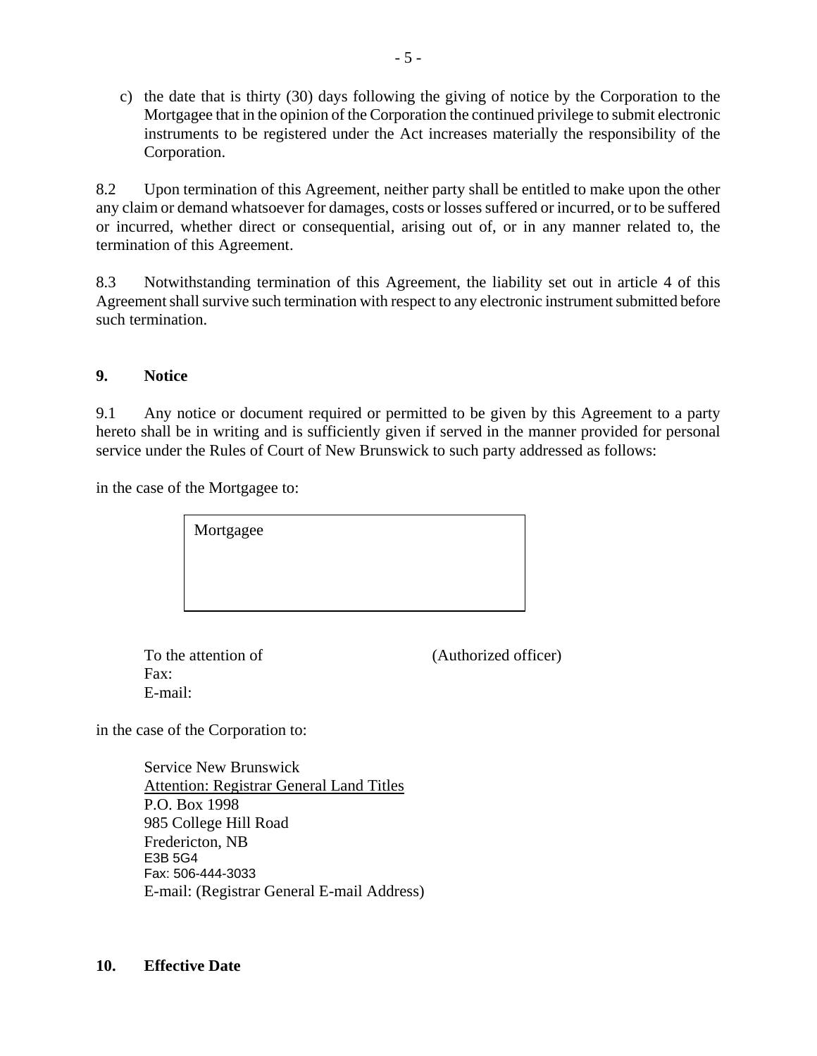c) the date that is thirty (30) days following the giving of notice by the Corporation to the Mortgagee that in the opinion of the Corporation the continued privilege to submit electronic instruments to be registered under the Act increases materially the responsibility of the Corporation.

8.2 Upon termination of this Agreement, neither party shall be entitled to make upon the other any claim or demand whatsoever for damages, costs or losses suffered or incurred, or to be suffered or incurred, whether direct or consequential, arising out of, or in any manner related to, the termination of this Agreement.

8.3 Notwithstanding termination of this Agreement, the liability set out in article 4 of this Agreement shall survive such termination with respect to any electronic instrument submitted before such termination.

## 9. Notice

9.1 Any notice or document required or permitted to be given by this Agreement to a party hereto shall be in writing and is sufficiently given if served in the manner provided for personal service under the Rules of Court of New Brunswick to such party addressed as follows:

in the case of the Mortgagee to:

| Mortgagee |
| --- |

To the attention of (Authorized officer)
Fax:
E-mail:

in the case of the Corporation to:

Service New Brunswick
Attention: Registrar General Land Titles
P.O. Box 1998
985 College Hill Road
Fredericton, NB
E3B 5G4
Fax: 506-444-3033
E-mail: (Registrar General E-mail Address)

## 10. Effective Date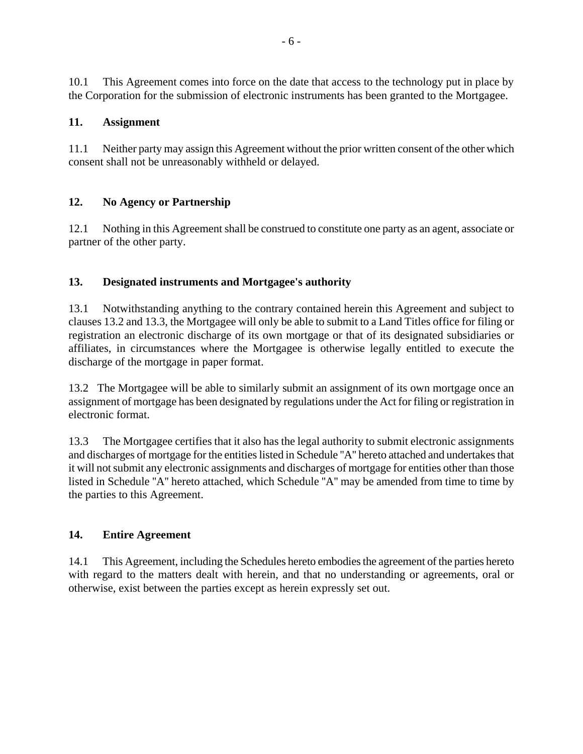10.1 This Agreement comes into force on the date that access to the technology put in place by the Corporation for the submission of electronic instruments has been granted to the Mortgagee.

## 11. Assignment

11.1 Neither party may assign this Agreement without the prior written consent of the other which consent shall not be unreasonably withheld or delayed.

## 12. No Agency or Partnership

12.1 Nothing in this Agreement shall be construed to constitute one party as an agent, associate or partner of the other party.

## 13. Designated instruments and Mortgagee's authority

13.1 Notwithstanding anything to the contrary contained herein this Agreement and subject to clauses 13.2 and 13.3, the Mortgagee will only be able to submit to a Land Titles office for filing or registration an electronic discharge of its own mortgage or that of its designated subsidiaries or affiliates, in circumstances where the Mortgagee is otherwise legally entitled to execute the discharge of the mortgage in paper format.

13.2 The Mortgagee will be able to similarly submit an assignment of its own mortgage once an assignment of mortgage has been designated by regulations under the Act for filing or registration in electronic format.

13.3 The Mortgagee certifies that it also has the legal authority to submit electronic assignments and discharges of mortgage for the entities listed in Schedule "A" hereto attached and undertakes that it will not submit any electronic assignments and discharges of mortgage for entities other than those listed in Schedule "A" hereto attached, which Schedule "A" may be amended from time to time by the parties to this Agreement.

## 14. Entire Agreement

14.1 This Agreement, including the Schedules hereto embodies the agreement of the parties hereto with regard to the matters dealt with herein, and that no understanding or agreements, oral or otherwise, exist between the parties except as herein expressly set out.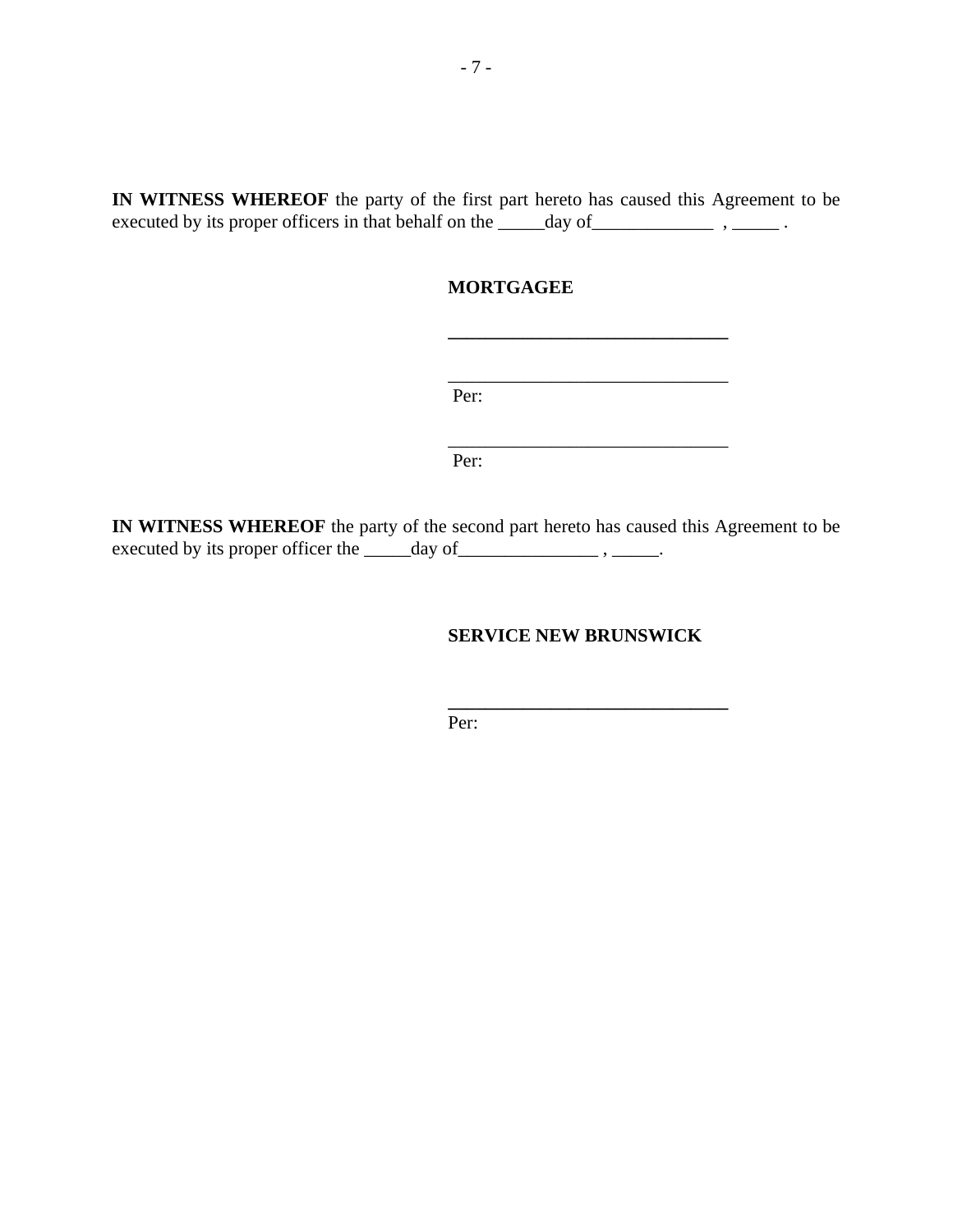**IN WITNESS WHEREOF** the party of the first part hereto has caused this Agreement to be executed by its proper officers in that behalf on the _____day of_____________ , _____ .

**MORTGAGEE**

______________________________

______________________________
Per:

______________________________
Per:

**IN WITNESS WHEREOF** the party of the second part hereto has caused this Agreement to be executed by its proper officer the _____day of_______________ , _____.

**SERVICE NEW BRUNSWICK**

______________________________
Per: